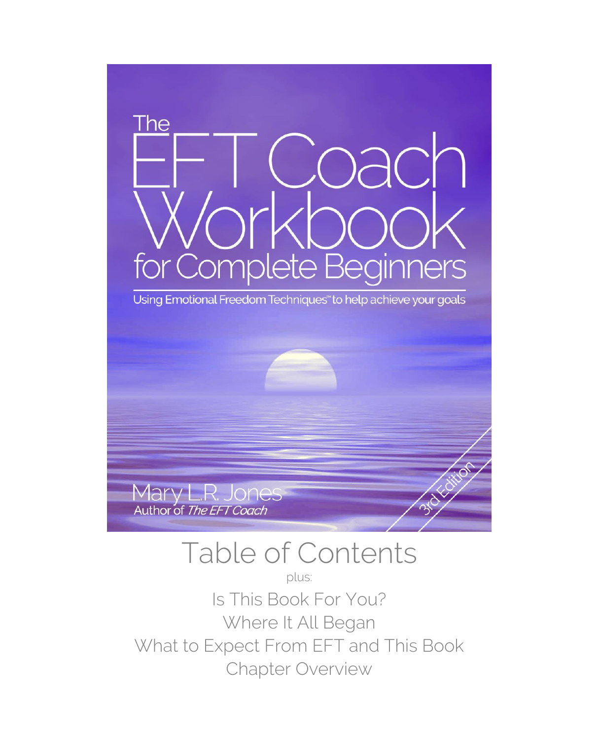# The EFT Coach Workbook for Complete Beginners

Using Emotional Freedom Techniques™ to help achieve your goals

Mary L.R. Jones

Author of *The EFT Coach*

3rd Edition

## Table of Contents

plus:

Is This Book For You?

Where It All Began

What to Expect From EFT and This Book

Chapter Overview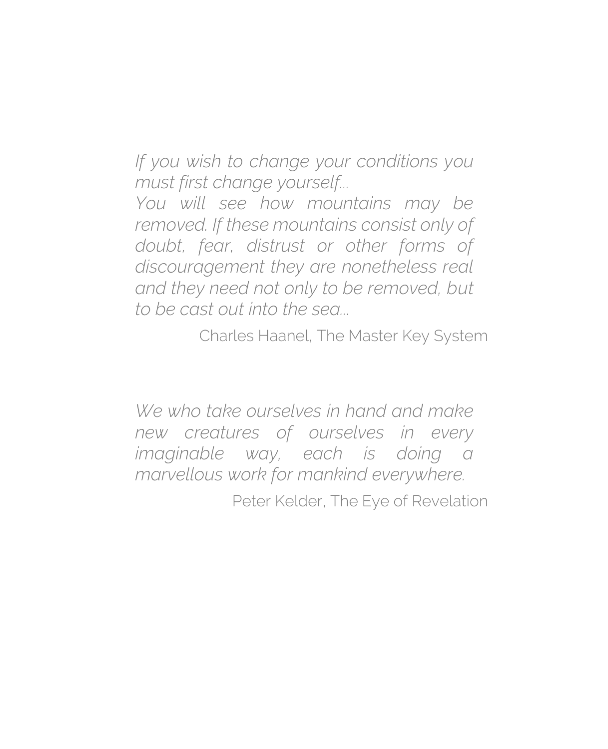*If you wish to change your conditions you must first change yourself...*
*You will see how mountains may be removed. If these mountains consist only of doubt, fear, distrust or other forms of discouragement they are nonetheless real and they need not only to be removed, but to be cast out into the sea...*

Charles Haanel, The Master Key System

*We who take ourselves in hand and make new creatures of ourselves in every imaginable way, each is doing a marvellous work for mankind everywhere.*

Peter Kelder, The Eye of Revelation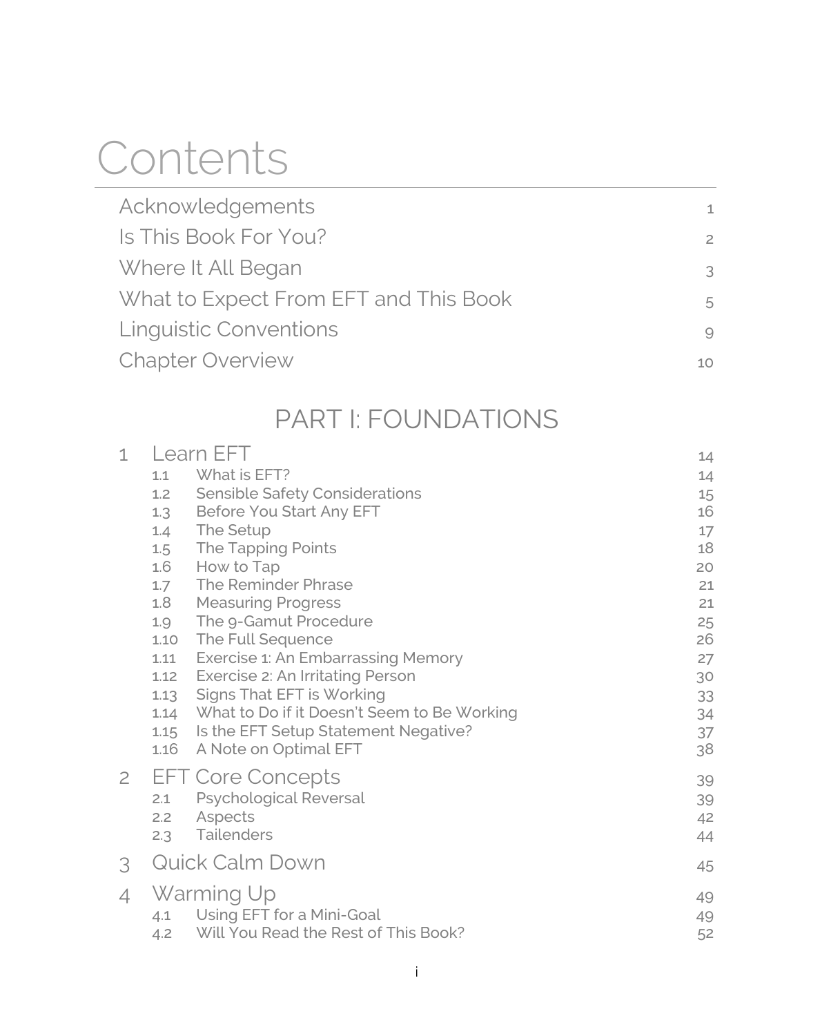# Contents

| | |
|---|---|
| Acknowledgements | 1 |
| Is This Book For You? | 2 |
| Where It All Began | 3 |
| What to Expect From EFT and This Book | 5 |
| Linguistic Conventions | 9 |
| Chapter Overview | 10 |

## PART I: FOUNDATIONS

| | | |
|---|---|---|
| 1 | Learn EFT | 14 |
| 1.1 | What is EFT? | 14 |
| 1.2 | Sensible Safety Considerations | 15 |
| 1.3 | Before You Start Any EFT | 16 |
| 1.4 | The Setup | 17 |
| 1.5 | The Tapping Points | 18 |
| 1.6 | How to Tap | 20 |
| 1.7 | The Reminder Phrase | 21 |
| 1.8 | Measuring Progress | 21 |
| 1.9 | The 9-Gamut Procedure | 25 |
| 1.10 | The Full Sequence | 26 |
| 1.11 | Exercise 1: An Embarrassing Memory | 27 |
| 1.12 | Exercise 2: An Irritating Person | 30 |
| 1.13 | Signs That EFT is Working | 33 |
| 1.14 | What to Do if it Doesn't Seem to Be Working | 34 |
| 1.15 | Is the EFT Setup Statement Negative? | 37 |
| 1.16 | A Note on Optimal EFT | 38 |
| 2 | EFT Core Concepts | 39 |
| 2.1 | Psychological Reversal | 39 |
| 2.2 | Aspects | 42 |
| 2.3 | Tailenders | 44 |
| 3 | Quick Calm Down | 45 |
| 4 | Warming Up | 49 |
| 4.1 | Using EFT for a Mini-Goal | 49 |
| 4.2 | Will You Read the Rest of This Book? | 52 |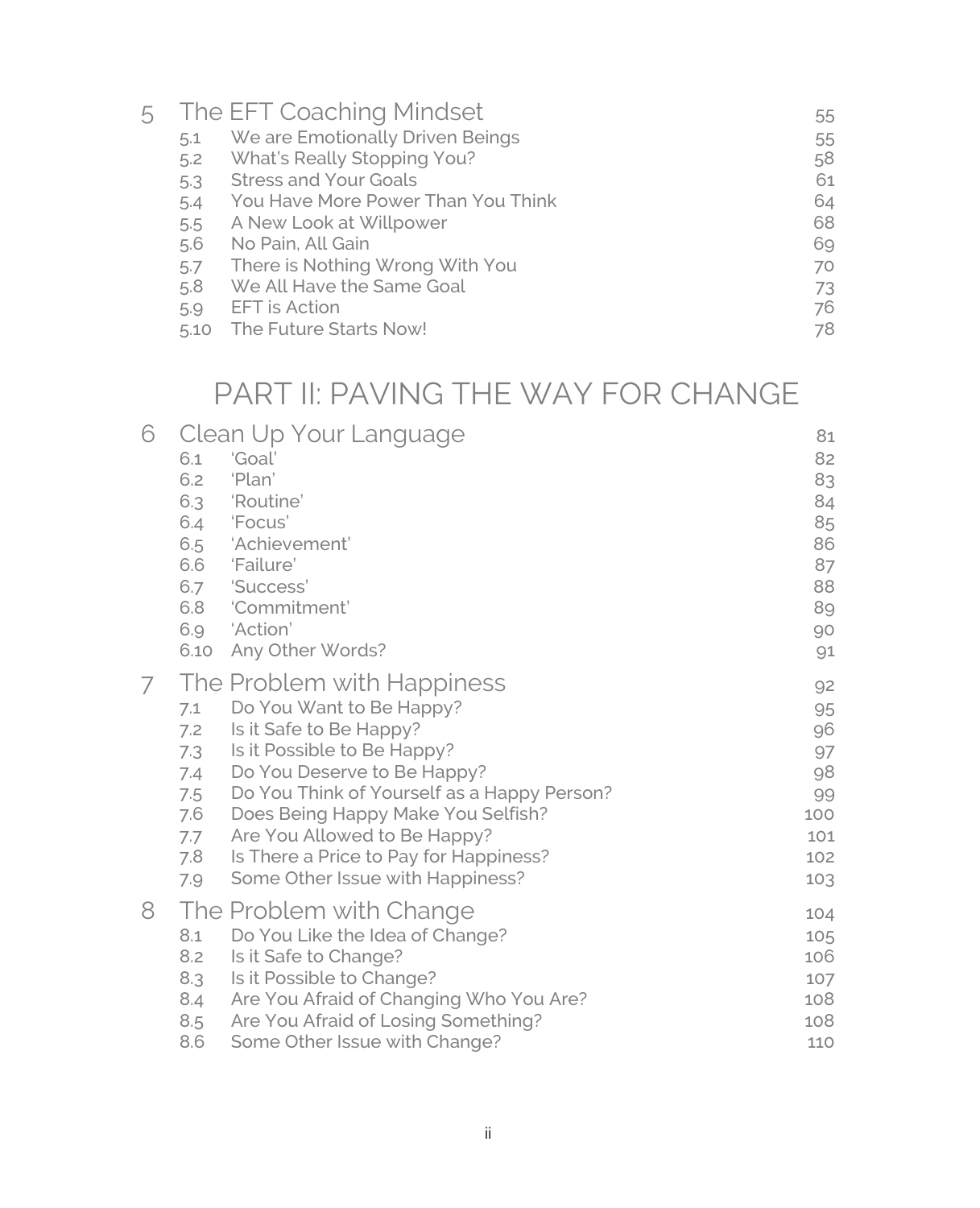| | | |
|---|---|---|
| **5** | **The EFT Coaching Mindset** | **55** |
| 5.1 | We are Emotionally Driven Beings | 55 |
| 5.2 | What's Really Stopping You? | 58 |
| 5.3 | Stress and Your Goals | 61 |
| 5.4 | You Have More Power Than You Think | 64 |
| 5.5 | A New Look at Willpower | 68 |
| 5.6 | No Pain, All Gain | 69 |
| 5.7 | There is Nothing Wrong With You | 70 |
| 5.8 | We All Have the Same Goal | 73 |
| 5.9 | EFT is Action | 76 |
| 5.10 | The Future Starts Now! | 78 |

# PART II: PAVING THE WAY FOR CHANGE

| | | |
|---|---|---|
| **6** | **Clean Up Your Language** | **81** |
| 6.1 | 'Goal' | 82 |
| 6.2 | 'Plan' | 83 |
| 6.3 | 'Routine' | 84 |
| 6.4 | 'Focus' | 85 |
| 6.5 | 'Achievement' | 86 |
| 6.6 | 'Failure' | 87 |
| 6.7 | 'Success' | 88 |
| 6.8 | 'Commitment' | 89 |
| 6.9 | 'Action' | 90 |
| 6.10 | Any Other Words? | 91 |
| **7** | **The Problem with Happiness** | **92** |
| 7.1 | Do You Want to Be Happy? | 95 |
| 7.2 | Is it Safe to Be Happy? | 96 |
| 7.3 | Is it Possible to Be Happy? | 97 |
| 7.4 | Do You Deserve to Be Happy? | 98 |
| 7.5 | Do You Think of Yourself as a Happy Person? | 99 |
| 7.6 | Does Being Happy Make You Selfish? | 100 |
| 7.7 | Are You Allowed to Be Happy? | 101 |
| 7.8 | Is There a Price to Pay for Happiness? | 102 |
| 7.9 | Some Other Issue with Happiness? | 103 |
| **8** | **The Problem with Change** | **104** |
| 8.1 | Do You Like the Idea of Change? | 105 |
| 8.2 | Is it Safe to Change? | 106 |
| 8.3 | Is it Possible to Change? | 107 |
| 8.4 | Are You Afraid of Changing Who You Are? | 108 |
| 8.5 | Are You Afraid of Losing Something? | 108 |
| 8.6 | Some Other Issue with Change? | 110 |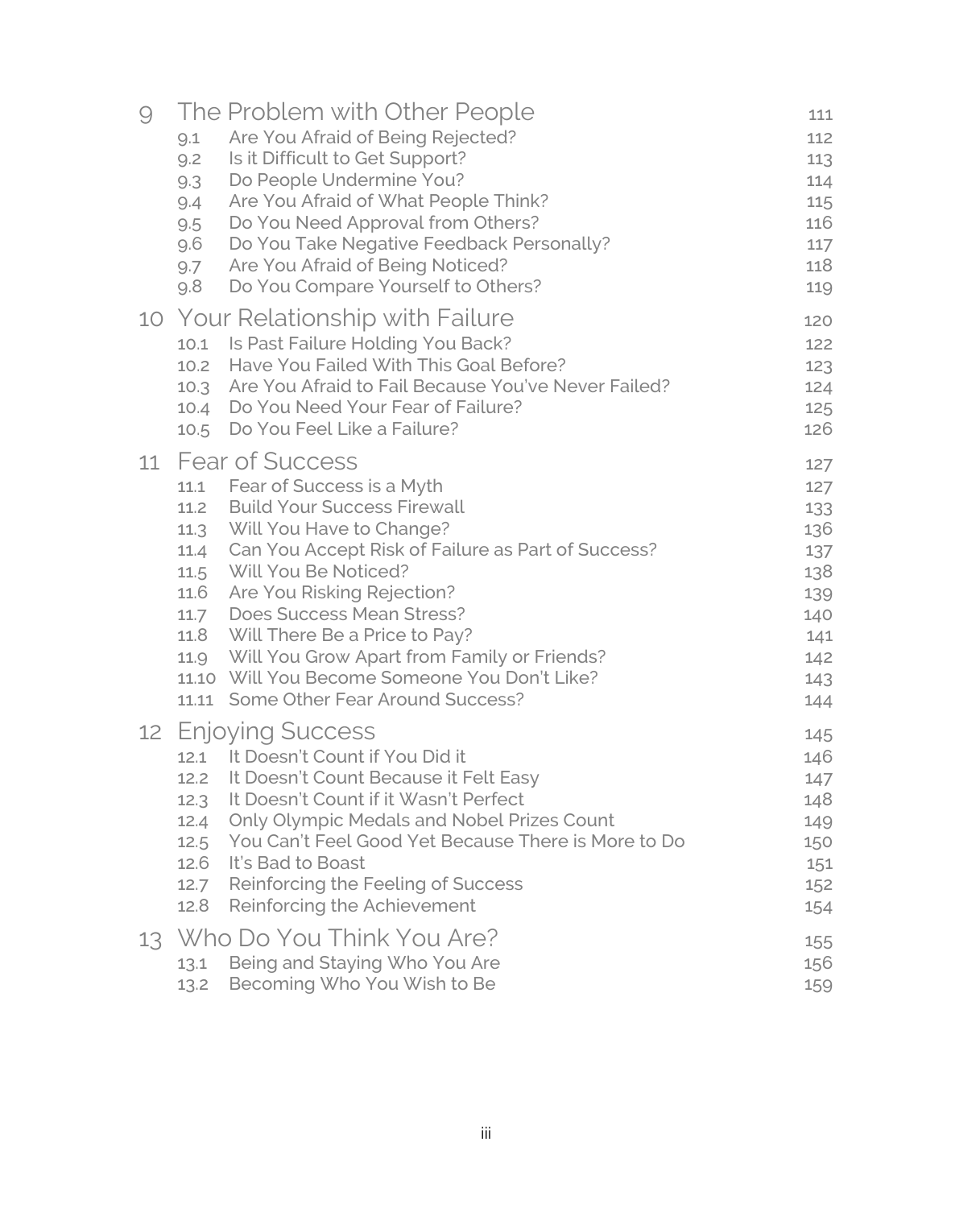| | | |
|---|---|---|
| **9** | **The Problem with Other People** | **111** |
| 9.1 | Are You Afraid of Being Rejected? | 112 |
| 9.2 | Is it Difficult to Get Support? | 113 |
| 9.3 | Do People Undermine You? | 114 |
| 9.4 | Are You Afraid of What People Think? | 115 |
| 9.5 | Do You Need Approval from Others? | 116 |
| 9.6 | Do You Take Negative Feedback Personally? | 117 |
| 9.7 | Are You Afraid of Being Noticed? | 118 |
| 9.8 | Do You Compare Yourself to Others? | 119 |
| **10** | **Your Relationship with Failure** | **120** |
| 10.1 | Is Past Failure Holding You Back? | 122 |
| 10.2 | Have You Failed With This Goal Before? | 123 |
| 10.3 | Are You Afraid to Fail Because You've Never Failed? | 124 |
| 10.4 | Do You Need Your Fear of Failure? | 125 |
| 10.5 | Do You Feel Like a Failure? | 126 |
| **11** | **Fear of Success** | **127** |
| 11.1 | Fear of Success is a Myth | 127 |
| 11.2 | Build Your Success Firewall | 133 |
| 11.3 | Will You Have to Change? | 136 |
| 11.4 | Can You Accept Risk of Failure as Part of Success? | 137 |
| 11.5 | Will You Be Noticed? | 138 |
| 11.6 | Are You Risking Rejection? | 139 |
| 11.7 | Does Success Mean Stress? | 140 |
| 11.8 | Will There Be a Price to Pay? | 141 |
| 11.9 | Will You Grow Apart from Family or Friends? | 142 |
| 11.10 | Will You Become Someone You Don't Like? | 143 |
| 11.11 | Some Other Fear Around Success? | 144 |
| **12** | **Enjoying Success** | **145** |
| 12.1 | It Doesn't Count if You Did it | 146 |
| 12.2 | It Doesn't Count Because it Felt Easy | 147 |
| 12.3 | It Doesn't Count if it Wasn't Perfect | 148 |
| 12.4 | Only Olympic Medals and Nobel Prizes Count | 149 |
| 12.5 | You Can't Feel Good Yet Because There is More to Do | 150 |
| 12.6 | It's Bad to Boast | 151 |
| 12.7 | Reinforcing the Feeling of Success | 152 |
| 12.8 | Reinforcing the Achievement | 154 |
| **13** | **Who Do You Think You Are?** | **155** |
| 13.1 | Being and Staying Who You Are | 156 |
| 13.2 | Becoming Who You Wish to Be | 159 |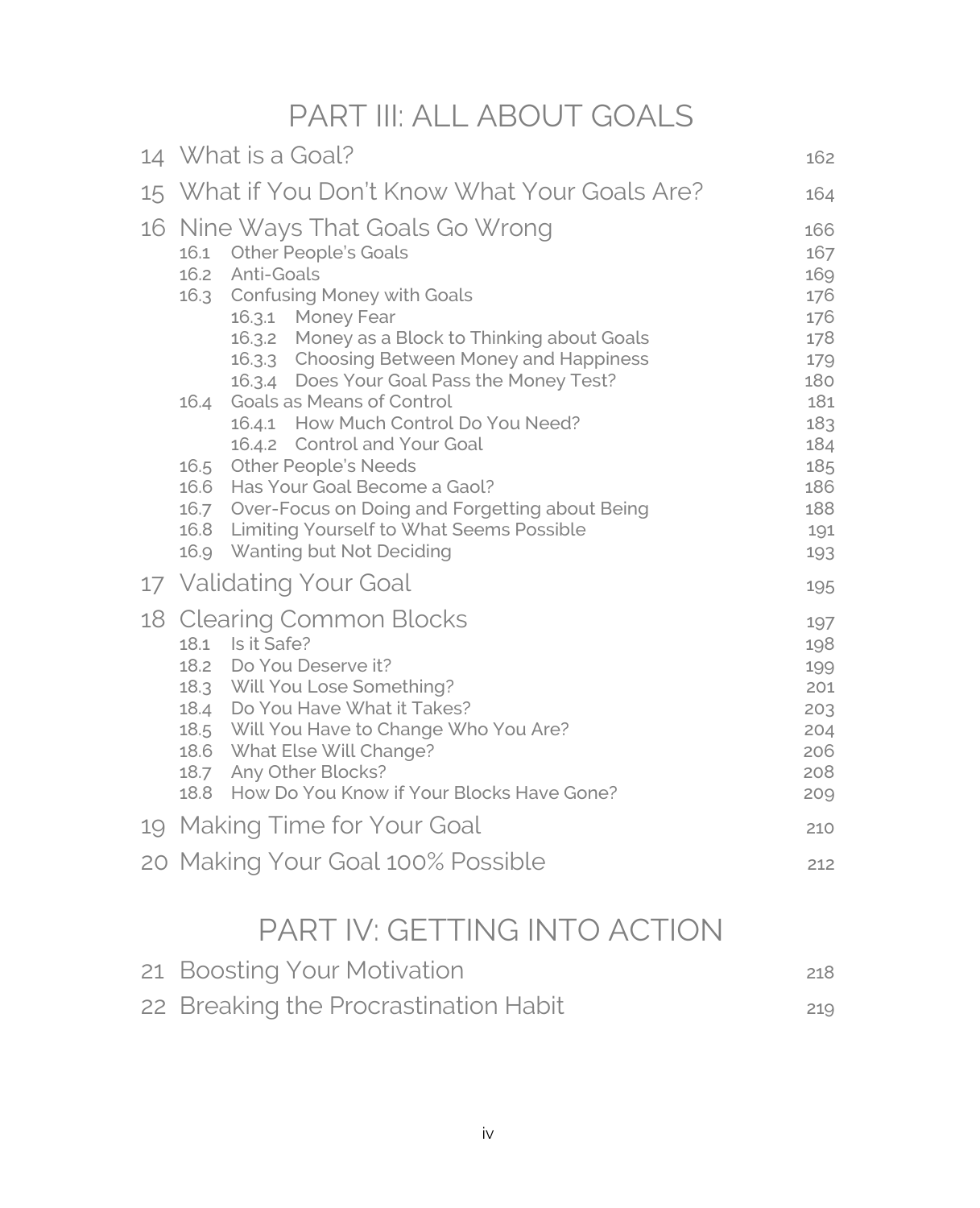# PART III: ALL ABOUT GOALS

14 What is a Goal? 162

15 What if You Don't Know What Your Goals Are? 164

16 Nine Ways That Goals Go Wrong 166

- 16.1 Other People's Goals 167
- 16.2 Anti-Goals 169
- 16.3 Confusing Money with Goals 176
  - 16.3.1 Money Fear 176
  - 16.3.2 Money as a Block to Thinking about Goals 178
  - 16.3.3 Choosing Between Money and Happiness 179
  - 16.3.4 Does Your Goal Pass the Money Test? 180
- 16.4 Goals as Means of Control 181
  - 16.4.1 How Much Control Do You Need? 183
  - 16.4.2 Control and Your Goal 184
- 16.5 Other People's Needs 185
- 16.6 Has Your Goal Become a Gaol? 186
- 16.7 Over-Focus on Doing and Forgetting about Being 188
- 16.8 Limiting Yourself to What Seems Possible 191
- 16.9 Wanting but Not Deciding 193

17 Validating Your Goal 195

18 Clearing Common Blocks 197

- 18.1 Is it Safe? 198
- 18.2 Do You Deserve it? 199
- 18.3 Will You Lose Something? 201
- 18.4 Do You Have What it Takes? 203
- 18.5 Will You Have to Change Who You Are? 204
- 18.6 What Else Will Change? 206
- 18.7 Any Other Blocks? 208
- 18.8 How Do You Know if Your Blocks Have Gone? 209

19 Making Time for Your Goal 210

20 Making Your Goal 100% Possible 212

# PART IV: GETTING INTO ACTION

21 Boosting Your Motivation 218

22 Breaking the Procrastination Habit 219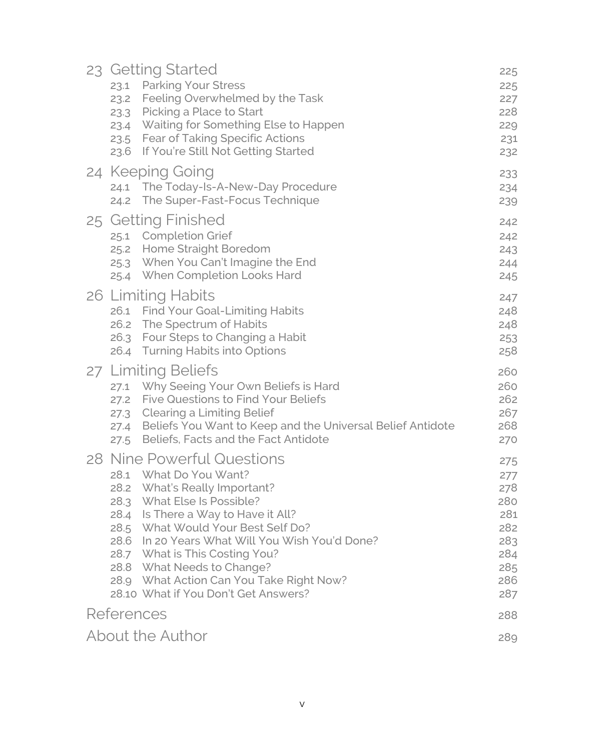| | | |
|---|---|---|
| 23 | Getting Started | 225 |
| 23.1 | Parking Your Stress | 225 |
| 23.2 | Feeling Overwhelmed by the Task | 227 |
| 23.3 | Picking a Place to Start | 228 |
| 23.4 | Waiting for Something Else to Happen | 229 |
| 23.5 | Fear of Taking Specific Actions | 231 |
| 23.6 | If You're Still Not Getting Started | 232 |
| 24 | Keeping Going | 233 |
| 24.1 | The Today-Is-A-New-Day Procedure | 234 |
| 24.2 | The Super-Fast-Focus Technique | 239 |
| 25 | Getting Finished | 242 |
| 25.1 | Completion Grief | 242 |
| 25.2 | Home Straight Boredom | 243 |
| 25.3 | When You Can't Imagine the End | 244 |
| 25.4 | When Completion Looks Hard | 245 |
| 26 | Limiting Habits | 247 |
| 26.1 | Find Your Goal-Limiting Habits | 248 |
| 26.2 | The Spectrum of Habits | 248 |
| 26.3 | Four Steps to Changing a Habit | 253 |
| 26.4 | Turning Habits into Options | 258 |
| 27 | Limiting Beliefs | 260 |
| 27.1 | Why Seeing Your Own Beliefs is Hard | 260 |
| 27.2 | Five Questions to Find Your Beliefs | 262 |
| 27.3 | Clearing a Limiting Belief | 267 |
| 27.4 | Beliefs You Want to Keep and the Universal Belief Antidote | 268 |
| 27.5 | Beliefs, Facts and the Fact Antidote | 270 |
| 28 | Nine Powerful Questions | 275 |
| 28.1 | What Do You Want? | 277 |
| 28.2 | What's Really Important? | 278 |
| 28.3 | What Else Is Possible? | 280 |
| 28.4 | Is There a Way to Have it All? | 281 |
| 28.5 | What Would Your Best Self Do? | 282 |
| 28.6 | In 20 Years What Will You Wish You'd Done? | 283 |
| 28.7 | What is This Costing You? | 284 |
| 28.8 | What Needs to Change? | 285 |
| 28.9 | What Action Can You Take Right Now? | 286 |
| 28.10 | What if You Don't Get Answers? | 287 |
| | References | 288 |
| | About the Author | 289 |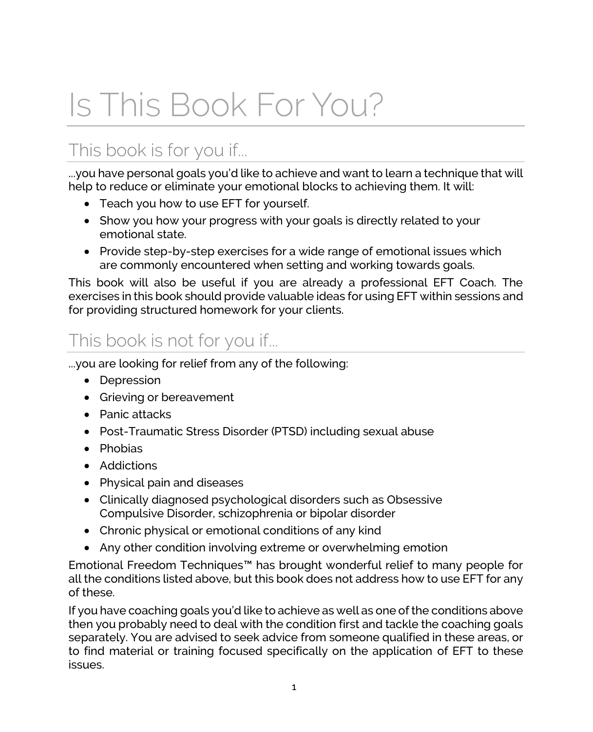# Is This Book For You?

## This book is for you if...

...you have personal goals you'd like to achieve and want to learn a technique that will help to reduce or eliminate your emotional blocks to achieving them. It will:

- Teach you how to use EFT for yourself.
- Show you how your progress with your goals is directly related to your emotional state.
- Provide step-by-step exercises for a wide range of emotional issues which are commonly encountered when setting and working towards goals.

This book will also be useful if you are already a professional EFT Coach. The exercises in this book should provide valuable ideas for using EFT within sessions and for providing structured homework for your clients.

## This book is not for you if...

...you are looking for relief from any of the following:

- Depression
- Grieving or bereavement
- Panic attacks
- Post-Traumatic Stress Disorder (PTSD) including sexual abuse
- Phobias
- Addictions
- Physical pain and diseases
- Clinically diagnosed psychological disorders such as Obsessive Compulsive Disorder, schizophrenia or bipolar disorder
- Chronic physical or emotional conditions of any kind
- Any other condition involving extreme or overwhelming emotion

Emotional Freedom Techniques™ has brought wonderful relief to many people for all the conditions listed above, but this book does not address how to use EFT for any of these.

If you have coaching goals you'd like to achieve as well as one of the conditions above then you probably need to deal with the condition first and tackle the coaching goals separately. You are advised to seek advice from someone qualified in these areas, or to find material or training focused specifically on the application of EFT to these issues.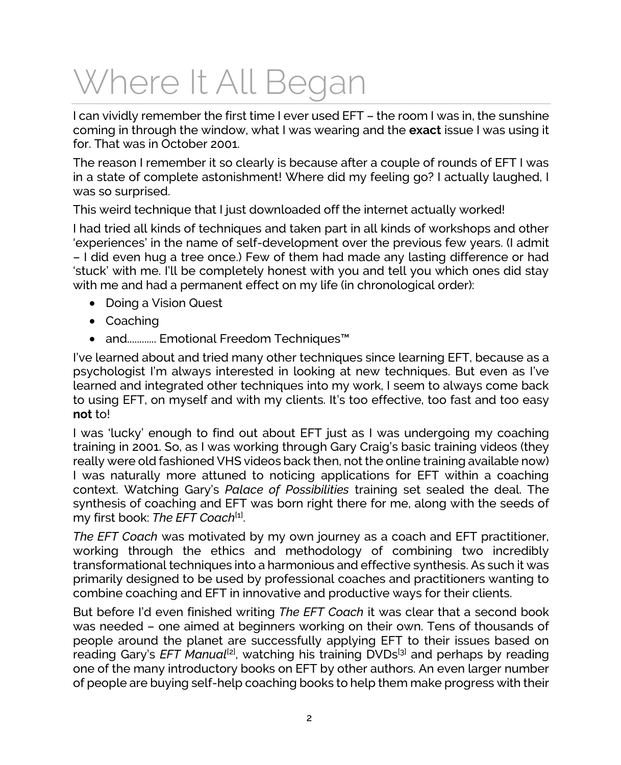# Where It All Began

I can vividly remember the first time I ever used EFT – the room I was in, the sunshine coming in through the window, what I was wearing and the **exact** issue I was using it for. That was in October 2001.

The reason I remember it so clearly is because after a couple of rounds of EFT I was in a state of complete astonishment! Where did my feeling go? I actually laughed, I was so surprised.

This weird technique that I just downloaded off the internet actually worked!

I had tried all kinds of techniques and taken part in all kinds of workshops and other 'experiences' in the name of self-development over the previous few years. (I admit – I did even hug a tree once.) Few of them had made any lasting difference or had 'stuck' with me. I'll be completely honest with you and tell you which ones did stay with me and had a permanent effect on my life (in chronological order):

- Doing a Vision Quest
- Coaching
- and............ Emotional Freedom Techniques™

I've learned about and tried many other techniques since learning EFT, because as a psychologist I'm always interested in looking at new techniques. But even as I've learned and integrated other techniques into my work, I seem to always come back to using EFT, on myself and with my clients. It's too effective, too fast and too easy **not** to!

I was 'lucky' enough to find out about EFT just as I was undergoing my coaching training in 2001. So, as I was working through Gary Craig's basic training videos (they really were old fashioned VHS videos back then, not the online training available now) I was naturally more attuned to noticing applications for EFT within a coaching context. Watching Gary's *Palace of Possibilities* training set sealed the deal. The synthesis of coaching and EFT was born right there for me, along with the seeds of my first book: *The EFT Coach*[1].

*The EFT Coach* was motivated by my own journey as a coach and EFT practitioner, working through the ethics and methodology of combining two incredibly transformational techniques into a harmonious and effective synthesis. As such it was primarily designed to be used by professional coaches and practitioners wanting to combine coaching and EFT in innovative and productive ways for their clients.

But before I'd even finished writing *The EFT Coach* it was clear that a second book was needed – one aimed at beginners working on their own. Tens of thousands of people around the planet are successfully applying EFT to their issues based on reading Gary's *EFT Manual*[2], watching his training DVDs[3] and perhaps by reading one of the many introductory books on EFT by other authors. An even larger number of people are buying self-help coaching books to help them make progress with their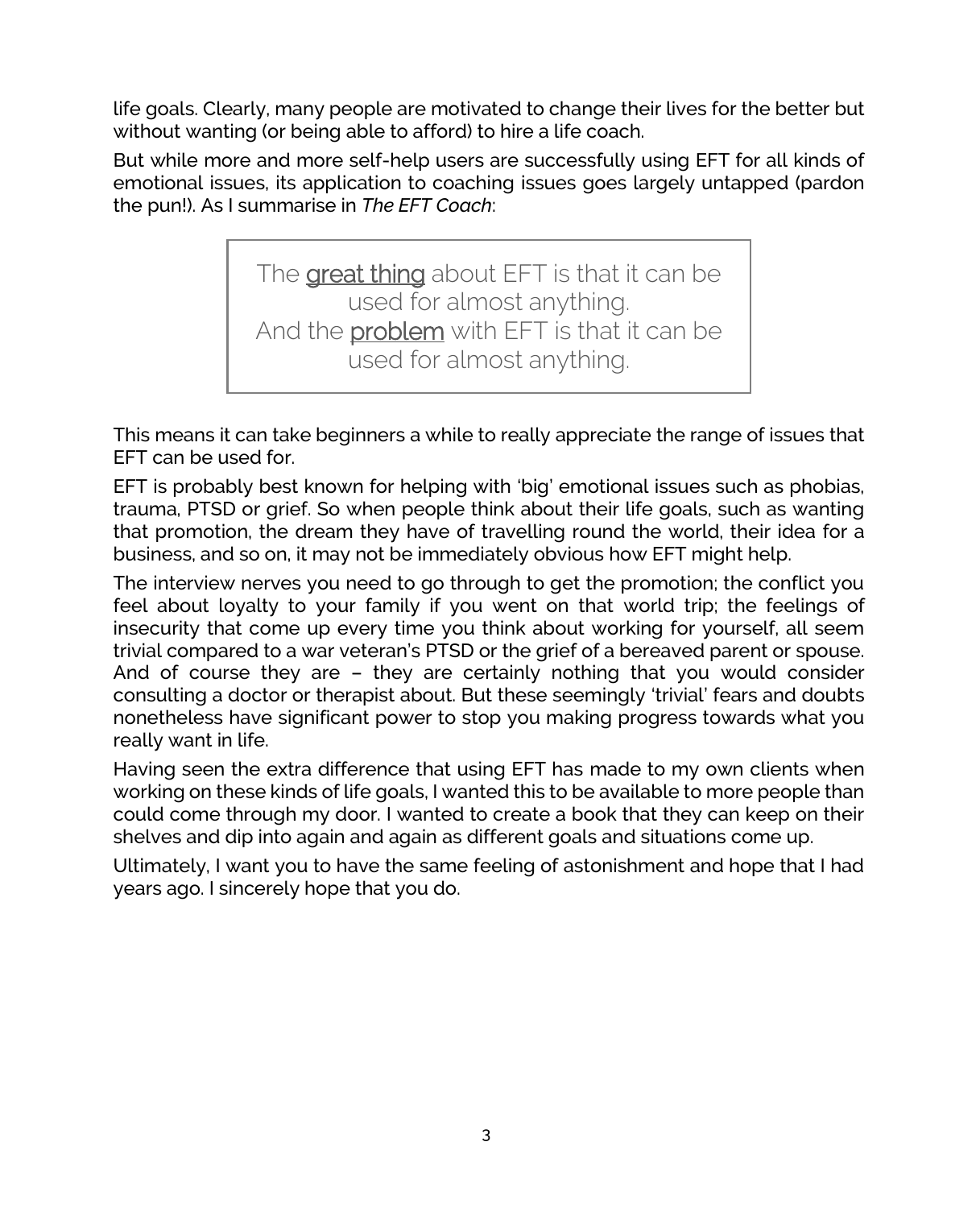life goals. Clearly, many people are motivated to change their lives for the better but without wanting (or being able to afford) to hire a life coach.

But while more and more self-help users are successfully using EFT for all kinds of emotional issues, its application to coaching issues goes largely untapped (pardon the pun!). As I summarise in *The EFT Coach*:

> The <u>great thing</u> about EFT is that it can be used for almost anything.
> And the <u>problem</u> with EFT is that it can be used for almost anything.

This means it can take beginners a while to really appreciate the range of issues that EFT can be used for.

EFT is probably best known for helping with 'big' emotional issues such as phobias, trauma, PTSD or grief. So when people think about their life goals, such as wanting that promotion, the dream they have of travelling round the world, their idea for a business, and so on, it may not be immediately obvious how EFT might help.

The interview nerves you need to go through to get the promotion; the conflict you feel about loyalty to your family if you went on that world trip; the feelings of insecurity that come up every time you think about working for yourself, all seem trivial compared to a war veteran's PTSD or the grief of a bereaved parent or spouse. And of course they are – they are certainly nothing that you would consider consulting a doctor or therapist about. But these seemingly 'trivial' fears and doubts nonetheless have significant power to stop you making progress towards what you really want in life.

Having seen the extra difference that using EFT has made to my own clients when working on these kinds of life goals, I wanted this to be available to more people than could come through my door. I wanted to create a book that they can keep on their shelves and dip into again and again as different goals and situations come up.

Ultimately, I want you to have the same feeling of astonishment and hope that I had years ago. I sincerely hope that you do.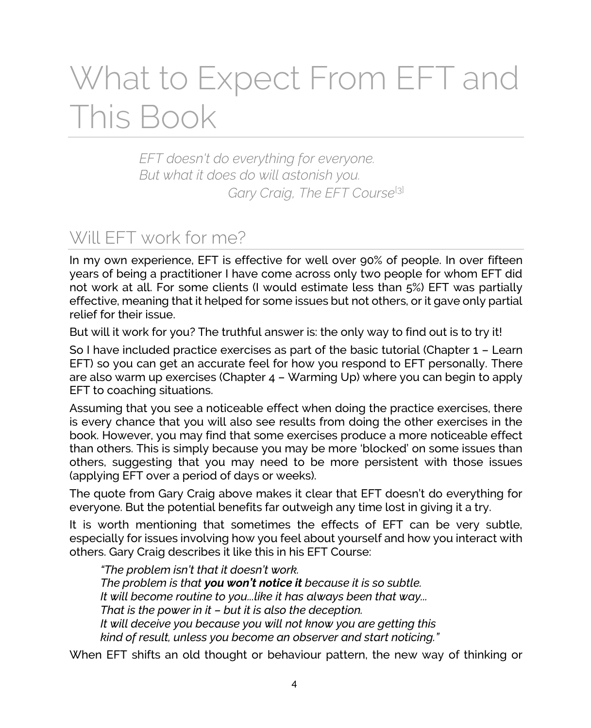# What to Expect From EFT and This Book

> *EFT doesn't do everything for everyone.*
> *But what it does do will astonish you.*
> *Gary Craig, The EFT Course*[3]

## Will EFT work for me?

In my own experience, EFT is effective for well over 90% of people. In over fifteen years of being a practitioner I have come across only two people for whom EFT did not work at all. For some clients (I would estimate less than 5%) EFT was partially effective, meaning that it helped for some issues but not others, or it gave only partial relief for their issue.

But will it work for you? The truthful answer is: the only way to find out is to try it!

So I have included practice exercises as part of the basic tutorial (Chapter 1 – Learn EFT) so you can get an accurate feel for how you respond to EFT personally. There are also warm up exercises (Chapter 4 – Warming Up) where you can begin to apply EFT to coaching situations.

Assuming that you see a noticeable effect when doing the practice exercises, there is every chance that you will also see results from doing the other exercises in the book. However, you may find that some exercises produce a more noticeable effect than others. This is simply because you may be more 'blocked' on some issues than others, suggesting that you may need to be more persistent with those issues (applying EFT over a period of days or weeks).

The quote from Gary Craig above makes it clear that EFT doesn't do everything for everyone. But the potential benefits far outweigh any time lost in giving it a try.

It is worth mentioning that sometimes the effects of EFT can be very subtle, especially for issues involving how you feel about yourself and how you interact with others. Gary Craig describes it like this in his EFT Course:

> *"The problem isn't that it doesn't work.*
> *The problem is that **you won't notice it** because it is so subtle.*
> *It will become routine to you...like it has always been that way...*
> *That is the power in it – but it is also the deception.*
> *It will deceive you because you will not know you are getting this kind of result, unless you become an observer and start noticing."*

When EFT shifts an old thought or behaviour pattern, the new way of thinking or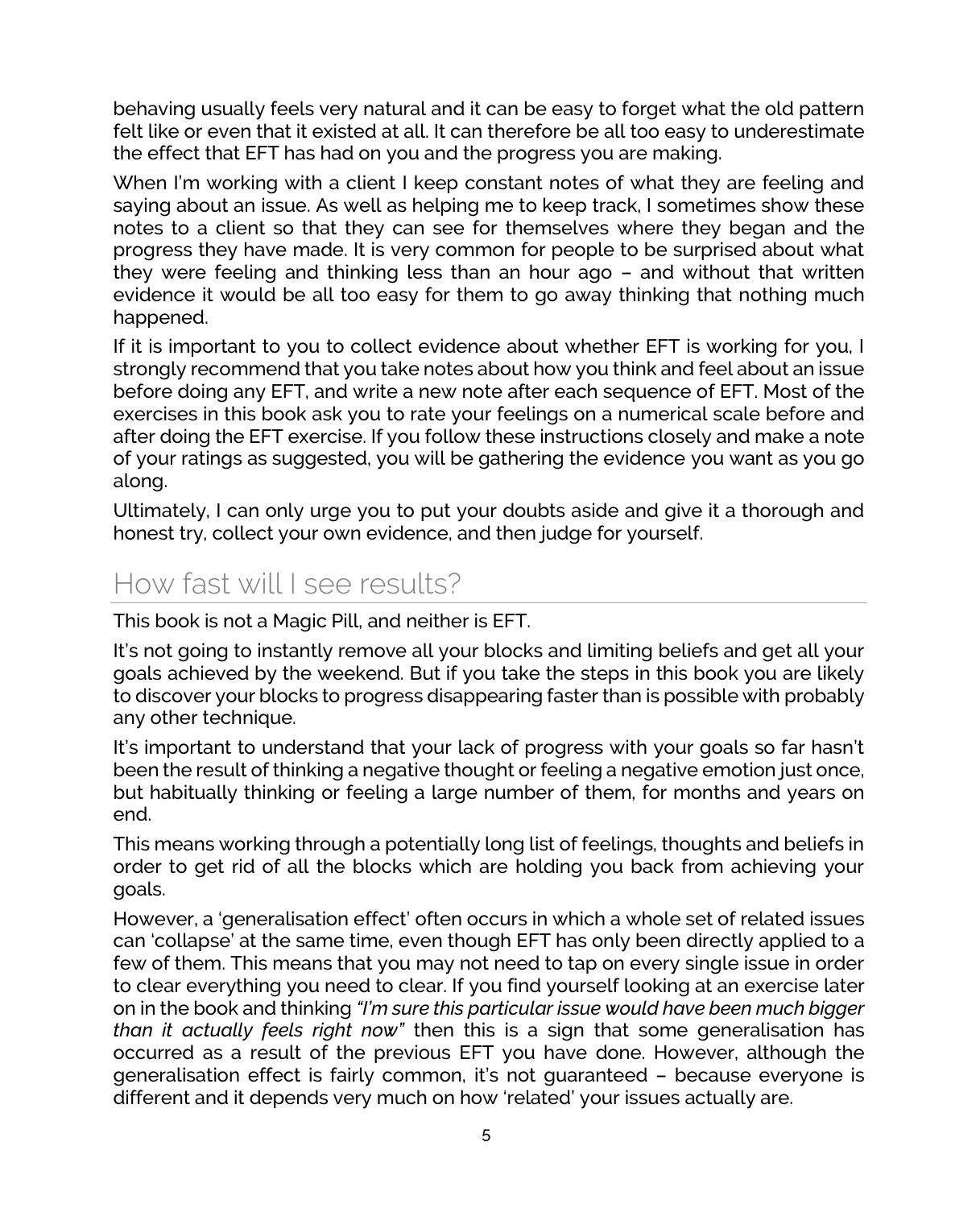behaving usually feels very natural and it can be easy to forget what the old pattern felt like or even that it existed at all. It can therefore be all too easy to underestimate the effect that EFT has had on you and the progress you are making.

When I'm working with a client I keep constant notes of what they are feeling and saying about an issue. As well as helping me to keep track, I sometimes show these notes to a client so that they can see for themselves where they began and the progress they have made. It is very common for people to be surprised about what they were feeling and thinking less than an hour ago – and without that written evidence it would be all too easy for them to go away thinking that nothing much happened.

If it is important to you to collect evidence about whether EFT is working for you, I strongly recommend that you take notes about how you think and feel about an issue before doing any EFT, and write a new note after each sequence of EFT. Most of the exercises in this book ask you to rate your feelings on a numerical scale before and after doing the EFT exercise. If you follow these instructions closely and make a note of your ratings as suggested, you will be gathering the evidence you want as you go along.

Ultimately, I can only urge you to put your doubts aside and give it a thorough and honest try, collect your own evidence, and then judge for yourself.

## How fast will I see results?

This book is not a Magic Pill, and neither is EFT.

It's not going to instantly remove all your blocks and limiting beliefs and get all your goals achieved by the weekend. But if you take the steps in this book you are likely to discover your blocks to progress disappearing faster than is possible with probably any other technique.

It's important to understand that your lack of progress with your goals so far hasn't been the result of thinking a negative thought or feeling a negative emotion just once, but habitually thinking or feeling a large number of them, for months and years on end.

This means working through a potentially long list of feelings, thoughts and beliefs in order to get rid of all the blocks which are holding you back from achieving your goals.

However, a 'generalisation effect' often occurs in which a whole set of related issues can 'collapse' at the same time, even though EFT has only been directly applied to a few of them. This means that you may not need to tap on every single issue in order to clear everything you need to clear. If you find yourself looking at an exercise later on in the book and thinking *"I'm sure this particular issue would have been much bigger than it actually feels right now"* then this is a sign that some generalisation has occurred as a result of the previous EFT you have done. However, although the generalisation effect is fairly common, it's not guaranteed – because everyone is different and it depends very much on how 'related' your issues actually are.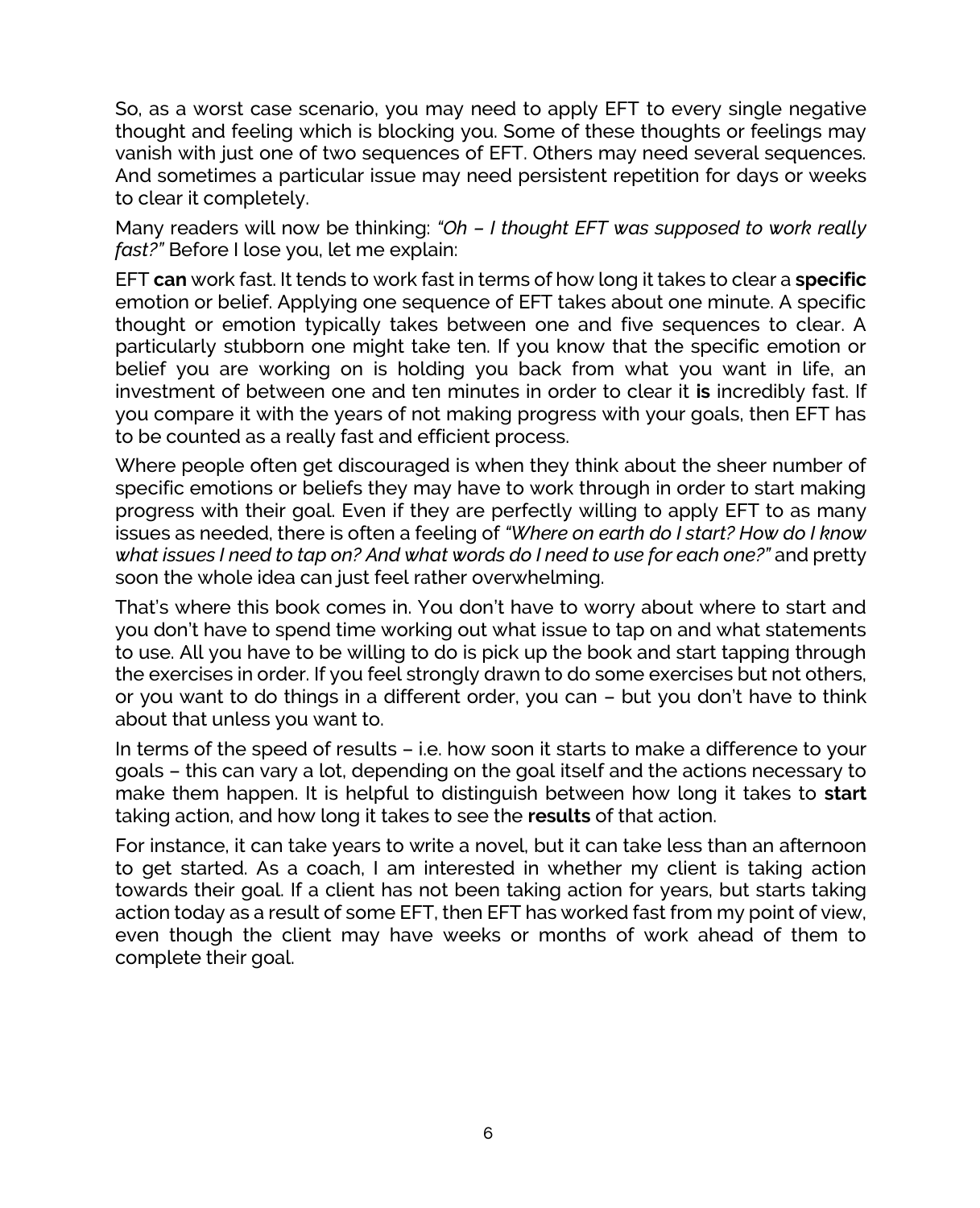So, as a worst case scenario, you may need to apply EFT to every single negative thought and feeling which is blocking you. Some of these thoughts or feelings may vanish with just one of two sequences of EFT. Others may need several sequences. And sometimes a particular issue may need persistent repetition for days or weeks to clear it completely.

Many readers will now be thinking: *"Oh – I thought EFT was supposed to work really fast?"* Before I lose you, let me explain:

EFT **can** work fast. It tends to work fast in terms of how long it takes to clear a **specific** emotion or belief. Applying one sequence of EFT takes about one minute. A specific thought or emotion typically takes between one and five sequences to clear. A particularly stubborn one might take ten. If you know that the specific emotion or belief you are working on is holding you back from what you want in life, an investment of between one and ten minutes in order to clear it **is** incredibly fast. If you compare it with the years of not making progress with your goals, then EFT has to be counted as a really fast and efficient process.

Where people often get discouraged is when they think about the sheer number of specific emotions or beliefs they may have to work through in order to start making progress with their goal. Even if they are perfectly willing to apply EFT to as many issues as needed, there is often a feeling of *"Where on earth do I start? How do I know what issues I need to tap on? And what words do I need to use for each one?"* and pretty soon the whole idea can just feel rather overwhelming.

That's where this book comes in. You don't have to worry about where to start and you don't have to spend time working out what issue to tap on and what statements to use. All you have to be willing to do is pick up the book and start tapping through the exercises in order. If you feel strongly drawn to do some exercises but not others, or you want to do things in a different order, you can – but you don't have to think about that unless you want to.

In terms of the speed of results – i.e. how soon it starts to make a difference to your goals – this can vary a lot, depending on the goal itself and the actions necessary to make them happen. It is helpful to distinguish between how long it takes to **start** taking action, and how long it takes to see the **results** of that action.

For instance, it can take years to write a novel, but it can take less than an afternoon to get started. As a coach, I am interested in whether my client is taking action towards their goal. If a client has not been taking action for years, but starts taking action today as a result of some EFT, then EFT has worked fast from my point of view, even though the client may have weeks or months of work ahead of them to complete their goal.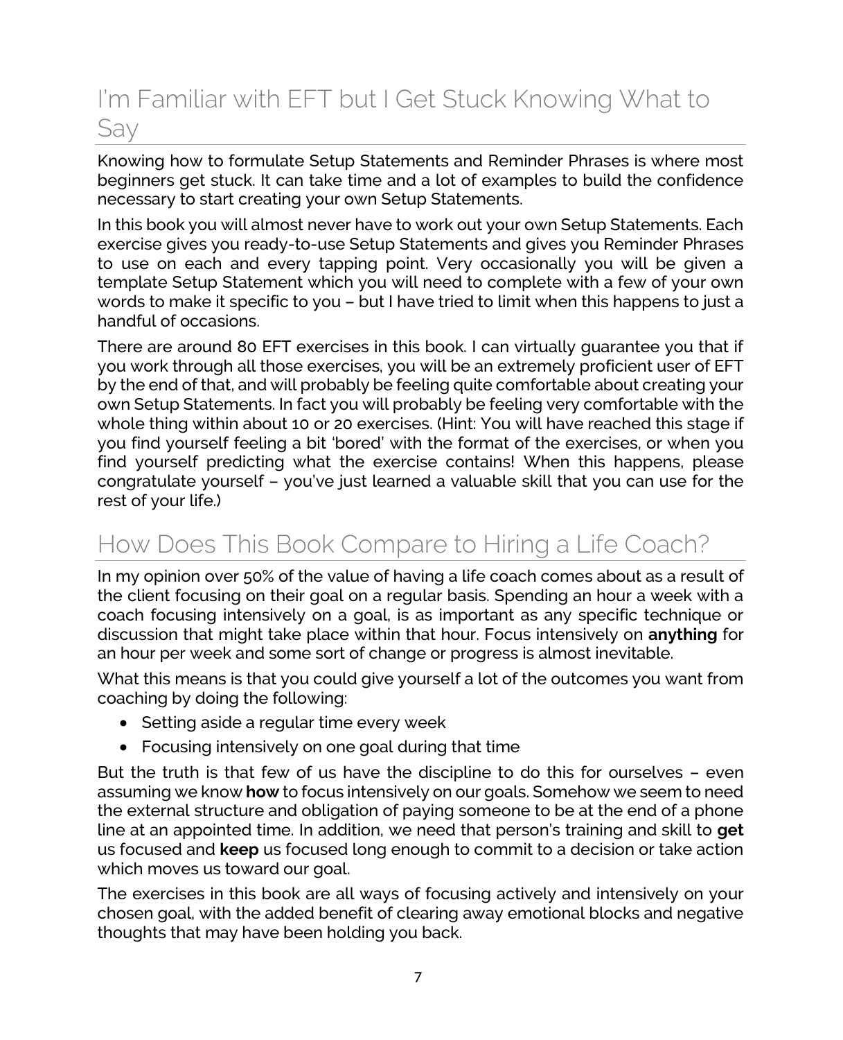## I'm Familiar with EFT but I Get Stuck Knowing What to Say

Knowing how to formulate Setup Statements and Reminder Phrases is where most beginners get stuck. It can take time and a lot of examples to build the confidence necessary to start creating your own Setup Statements.

In this book you will almost never have to work out your own Setup Statements. Each exercise gives you ready-to-use Setup Statements and gives you Reminder Phrases to use on each and every tapping point. Very occasionally you will be given a template Setup Statement which you will need to complete with a few of your own words to make it specific to you – but I have tried to limit when this happens to just a handful of occasions.

There are around 80 EFT exercises in this book. I can virtually guarantee you that if you work through all those exercises, you will be an extremely proficient user of EFT by the end of that, and will probably be feeling quite comfortable about creating your own Setup Statements. In fact you will probably be feeling very comfortable with the whole thing within about 10 or 20 exercises. (Hint: You will have reached this stage if you find yourself feeling a bit 'bored' with the format of the exercises, or when you find yourself predicting what the exercise contains! When this happens, please congratulate yourself – you've just learned a valuable skill that you can use for the rest of your life.)

## How Does This Book Compare to Hiring a Life Coach?

In my opinion over 50% of the value of having a life coach comes about as a result of the client focusing on their goal on a regular basis. Spending an hour a week with a coach focusing intensively on a goal, is as important as any specific technique or discussion that might take place within that hour. Focus intensively on **anything** for an hour per week and some sort of change or progress is almost inevitable.

What this means is that you could give yourself a lot of the outcomes you want from coaching by doing the following:

- Setting aside a regular time every week
- Focusing intensively on one goal during that time

But the truth is that few of us have the discipline to do this for ourselves – even assuming we know **how** to focus intensively on our goals. Somehow we seem to need the external structure and obligation of paying someone to be at the end of a phone line at an appointed time. In addition, we need that person's training and skill to **get** us focused and **keep** us focused long enough to commit to a decision or take action which moves us toward our goal.

The exercises in this book are all ways of focusing actively and intensively on your chosen goal, with the added benefit of clearing away emotional blocks and negative thoughts that may have been holding you back.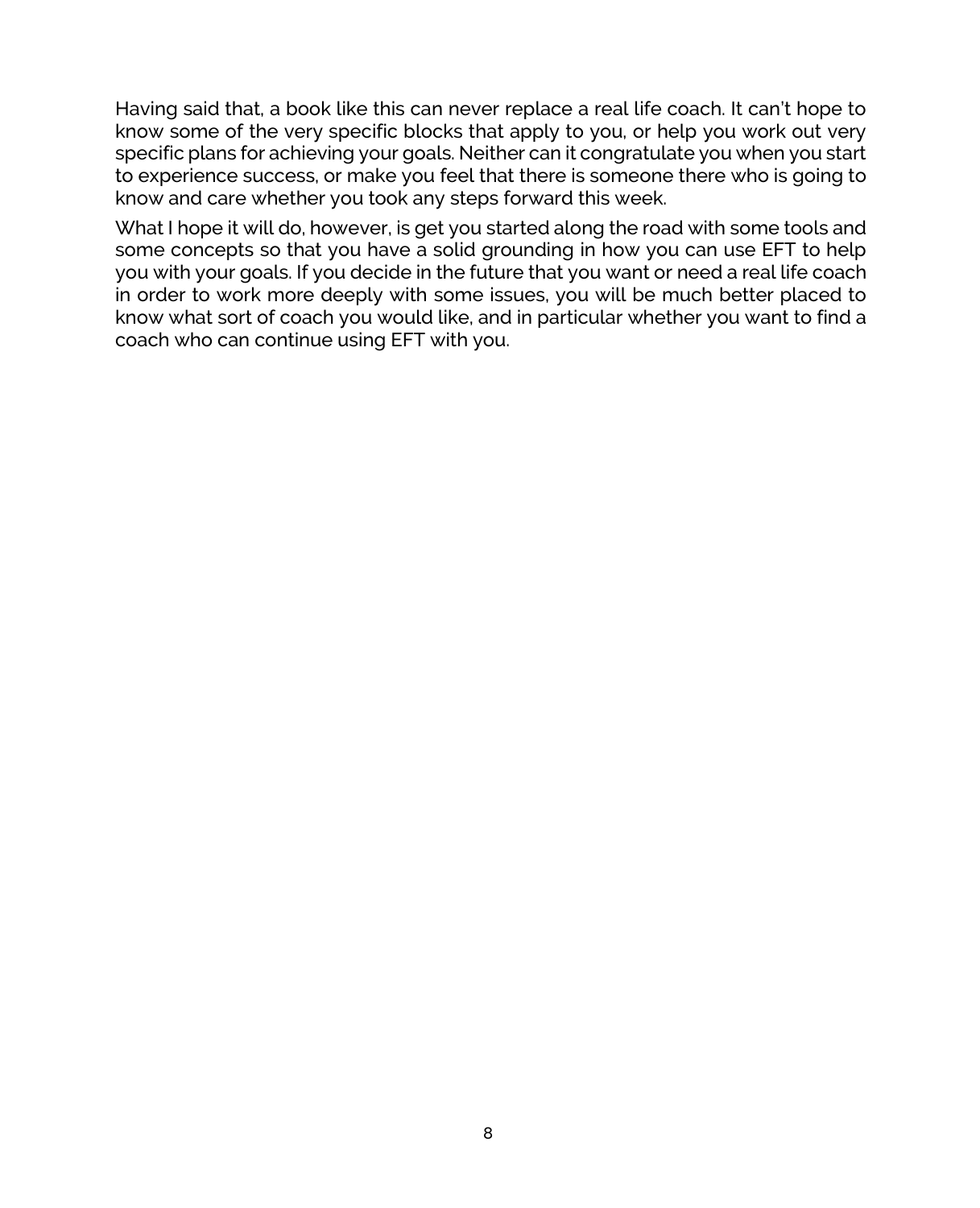Having said that, a book like this can never replace a real life coach. It can't hope to know some of the very specific blocks that apply to you, or help you work out very specific plans for achieving your goals. Neither can it congratulate you when you start to experience success, or make you feel that there is someone there who is going to know and care whether you took any steps forward this week.

What I hope it will do, however, is get you started along the road with some tools and some concepts so that you have a solid grounding in how you can use EFT to help you with your goals. If you decide in the future that you want or need a real life coach in order to work more deeply with some issues, you will be much better placed to know what sort of coach you would like, and in particular whether you want to find a coach who can continue using EFT with you.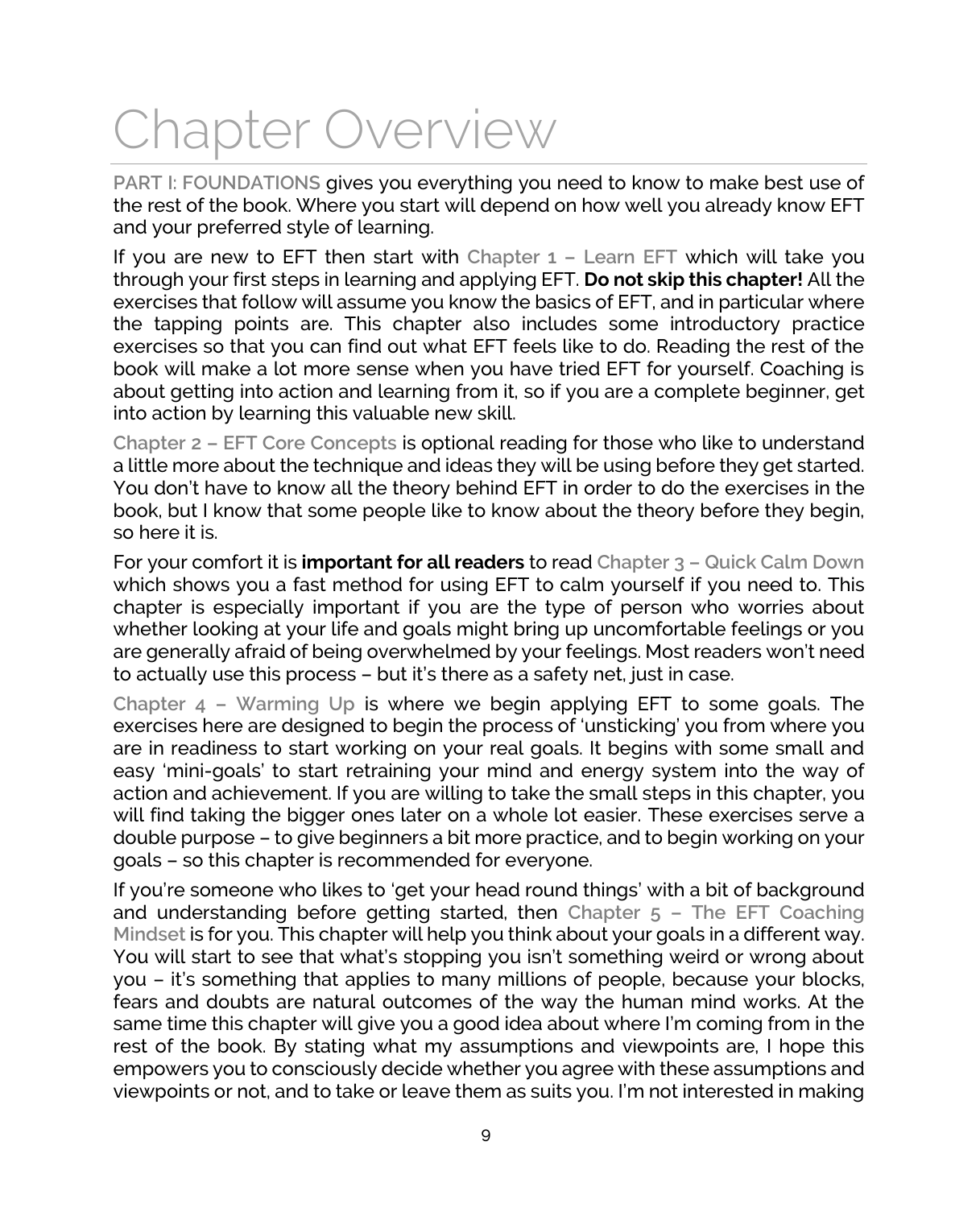# Chapter Overview

PART I: FOUNDATIONS gives you everything you need to know to make best use of the rest of the book. Where you start will depend on how well you already know EFT and your preferred style of learning.

If you are new to EFT then start with Chapter 1 – Learn EFT which will take you through your first steps in learning and applying EFT. **Do not skip this chapter!** All the exercises that follow will assume you know the basics of EFT, and in particular where the tapping points are. This chapter also includes some introductory practice exercises so that you can find out what EFT feels like to do. Reading the rest of the book will make a lot more sense when you have tried EFT for yourself. Coaching is about getting into action and learning from it, so if you are a complete beginner, get into action by learning this valuable new skill.

Chapter 2 – EFT Core Concepts is optional reading for those who like to understand a little more about the technique and ideas they will be using before they get started. You don't have to know all the theory behind EFT in order to do the exercises in the book, but I know that some people like to know about the theory before they begin, so here it is.

For your comfort it is **important for all readers** to read Chapter 3 – Quick Calm Down which shows you a fast method for using EFT to calm yourself if you need to. This chapter is especially important if you are the type of person who worries about whether looking at your life and goals might bring up uncomfortable feelings or you are generally afraid of being overwhelmed by your feelings. Most readers won't need to actually use this process – but it's there as a safety net, just in case.

Chapter 4 – Warming Up is where we begin applying EFT to some goals. The exercises here are designed to begin the process of 'unsticking' you from where you are in readiness to start working on your real goals. It begins with some small and easy 'mini-goals' to start retraining your mind and energy system into the way of action and achievement. If you are willing to take the small steps in this chapter, you will find taking the bigger ones later on a whole lot easier. These exercises serve a double purpose – to give beginners a bit more practice, and to begin working on your goals – so this chapter is recommended for everyone.

If you're someone who likes to 'get your head round things' with a bit of background and understanding before getting started, then Chapter 5 – The EFT Coaching Mindset is for you. This chapter will help you think about your goals in a different way. You will start to see that what's stopping you isn't something weird or wrong about you – it's something that applies to many millions of people, because your blocks, fears and doubts are natural outcomes of the way the human mind works. At the same time this chapter will give you a good idea about where I'm coming from in the rest of the book. By stating what my assumptions and viewpoints are, I hope this empowers you to consciously decide whether you agree with these assumptions and viewpoints or not, and to take or leave them as suits you. I'm not interested in making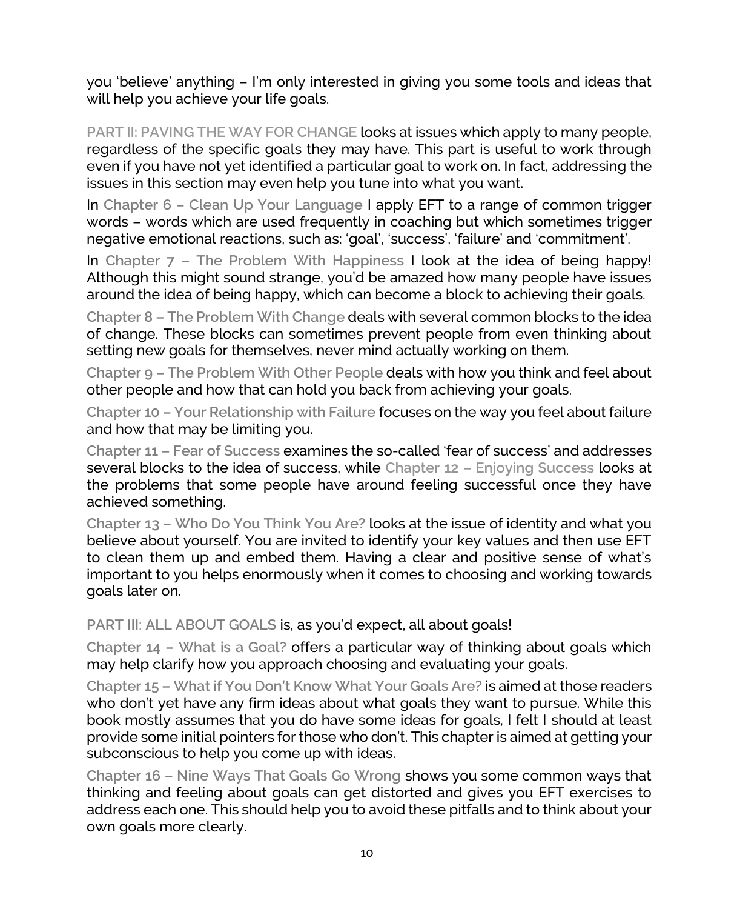you 'believe' anything – I'm only interested in giving you some tools and ideas that will help you achieve your life goals.

**PART II: PAVING THE WAY FOR CHANGE** looks at issues which apply to many people, regardless of the specific goals they may have. This part is useful to work through even if you have not yet identified a particular goal to work on. In fact, addressing the issues in this section may even help you tune into what you want.

In **Chapter 6 – Clean Up Your Language** I apply EFT to a range of common trigger words – words which are used frequently in coaching but which sometimes trigger negative emotional reactions, such as: 'goal', 'success', 'failure' and 'commitment'.

In **Chapter 7 – The Problem With Happiness** I look at the idea of being happy! Although this might sound strange, you'd be amazed how many people have issues around the idea of being happy, which can become a block to achieving their goals.

**Chapter 8 – The Problem With Change** deals with several common blocks to the idea of change. These blocks can sometimes prevent people from even thinking about setting new goals for themselves, never mind actually working on them.

**Chapter 9 – The Problem With Other People** deals with how you think and feel about other people and how that can hold you back from achieving your goals.

**Chapter 10 – Your Relationship with Failure** focuses on the way you feel about failure and how that may be limiting you.

**Chapter 11 – Fear of Success** examines the so-called 'fear of success' and addresses several blocks to the idea of success, while **Chapter 12 – Enjoying Success** looks at the problems that some people have around feeling successful once they have achieved something.

**Chapter 13 – Who Do You Think You Are?** looks at the issue of identity and what you believe about yourself. You are invited to identify your key values and then use EFT to clean them up and embed them. Having a clear and positive sense of what's important to you helps enormously when it comes to choosing and working towards goals later on.

**PART III: ALL ABOUT GOALS** is, as you'd expect, all about goals!

**Chapter 14 – What is a Goal?** offers a particular way of thinking about goals which may help clarify how you approach choosing and evaluating your goals.

**Chapter 15 – What if You Don't Know What Your Goals Are?** is aimed at those readers who don't yet have any firm ideas about what goals they want to pursue. While this book mostly assumes that you do have some ideas for goals, I felt I should at least provide some initial pointers for those who don't. This chapter is aimed at getting your subconscious to help you come up with ideas.

**Chapter 16 – Nine Ways That Goals Go Wrong** shows you some common ways that thinking and feeling about goals can get distorted and gives you EFT exercises to address each one. This should help you to avoid these pitfalls and to think about your own goals more clearly.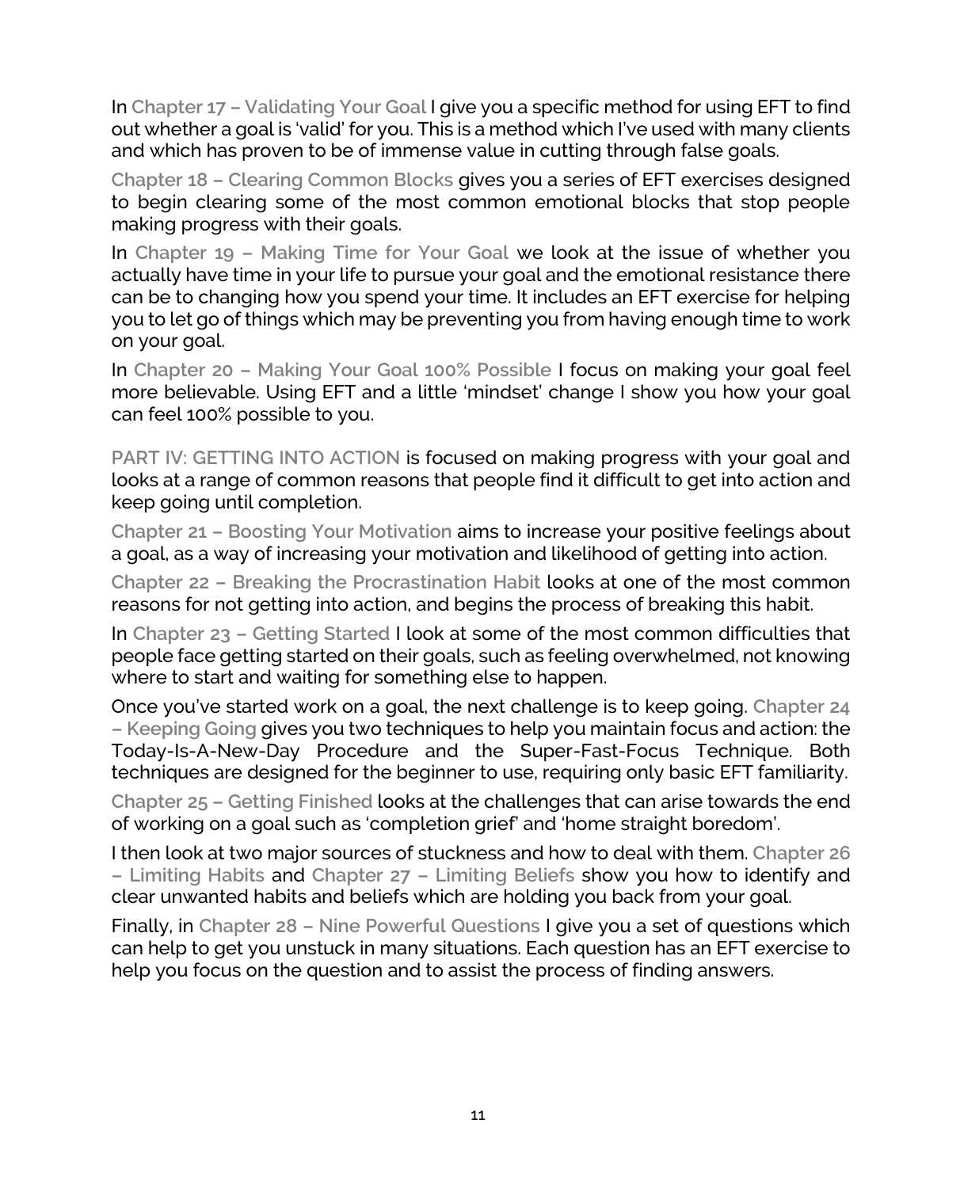In **Chapter 17 – Validating Your Goal** I give you a specific method for using EFT to find out whether a goal is 'valid' for you. This is a method which I've used with many clients and which has proven to be of immense value in cutting through false goals.

**Chapter 18 – Clearing Common Blocks** gives you a series of EFT exercises designed to begin clearing some of the most common emotional blocks that stop people making progress with their goals.

In **Chapter 19 – Making Time for Your Goal** we look at the issue of whether you actually have time in your life to pursue your goal and the emotional resistance there can be to changing how you spend your time. It includes an EFT exercise for helping you to let go of things which may be preventing you from having enough time to work on your goal.

In **Chapter 20 – Making Your Goal 100% Possible** I focus on making your goal feel more believable. Using EFT and a little 'mindset' change I show you how your goal can feel 100% possible to you.

**PART IV: GETTING INTO ACTION** is focused on making progress with your goal and looks at a range of common reasons that people find it difficult to get into action and keep going until completion.

**Chapter 21 – Boosting Your Motivation** aims to increase your positive feelings about a goal, as a way of increasing your motivation and likelihood of getting into action.

**Chapter 22 – Breaking the Procrastination Habit** looks at one of the most common reasons for not getting into action, and begins the process of breaking this habit.

In **Chapter 23 – Getting Started** I look at some of the most common difficulties that people face getting started on their goals, such as feeling overwhelmed, not knowing where to start and waiting for something else to happen.

Once you've started work on a goal, the next challenge is to keep going. **Chapter 24 – Keeping Going** gives you two techniques to help you maintain focus and action: the Today-Is-A-New-Day Procedure and the Super-Fast-Focus Technique. Both techniques are designed for the beginner to use, requiring only basic EFT familiarity.

**Chapter 25 – Getting Finished** looks at the challenges that can arise towards the end of working on a goal such as 'completion grief' and 'home straight boredom'.

I then look at two major sources of stuckness and how to deal with them. **Chapter 26 – Limiting Habits** and **Chapter 27 – Limiting Beliefs** show you how to identify and clear unwanted habits and beliefs which are holding you back from your goal.

Finally, in **Chapter 28 – Nine Powerful Questions** I give you a set of questions which can help to get you unstuck in many situations. Each question has an EFT exercise to help you focus on the question and to assist the process of finding answers.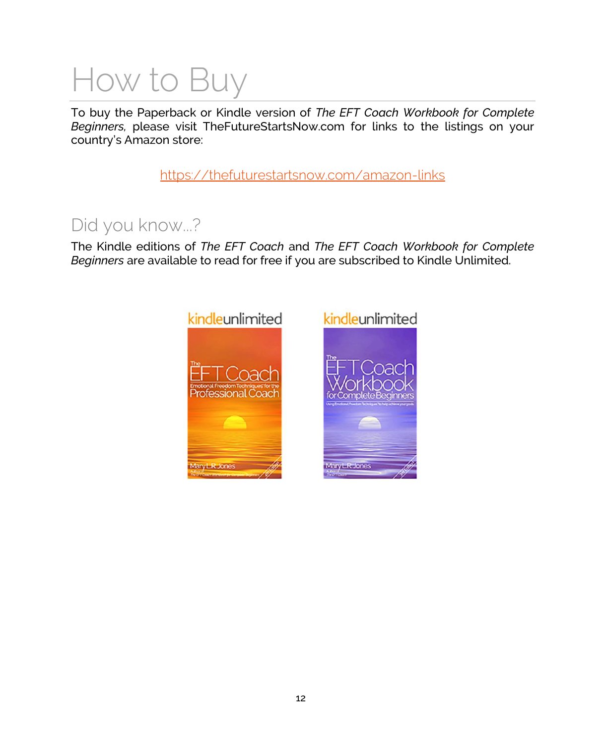# How to Buy

To buy the Paperback or Kindle version of *The EFT Coach Workbook for Complete Beginners,* please visit TheFutureStartsNow.com for links to the listings on your country's Amazon store:

https://thefuturestartsnow.com/amazon-links

## Did you know...?

The Kindle editions of *The EFT Coach* and *The EFT Coach Workbook for Complete Beginners* are available to read for free if you are subscribed to Kindle Unlimited.